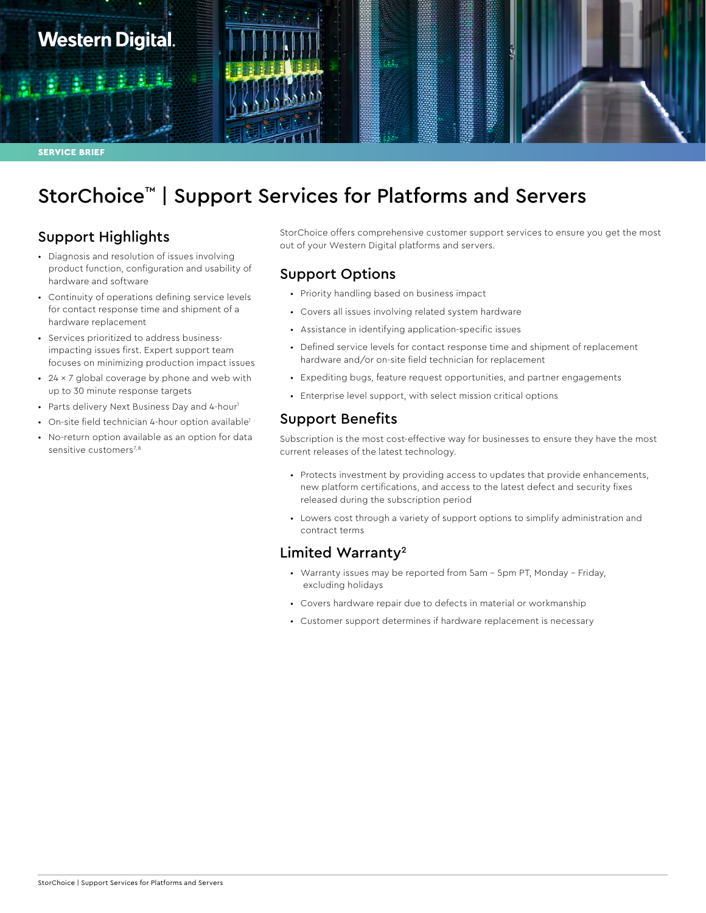Western Digital.

SERVICE BRIEF

# StorChoice™ | Support Services for Platforms and Servers

## Support Highlights

- Diagnosis and resolution of issues involving product function, configuration and usability of hardware and software
- Continuity of operations defining service levels for contact response time and shipment of a hardware replacement
- Services prioritized to address business-impacting issues first. Expert support team focuses on minimizing production impact issues
- 24 × 7 global coverage by phone and web with up to 30 minute response targets
- Parts delivery Next Business Day and 4-hour[1]
- On-site field technician 4-hour option available[1]
- No-return option available as an option for data sensitive customers[7,8]

StorChoice offers comprehensive customer support services to ensure you get the most out of your Western Digital platforms and servers.

## Support Options

- Priority handling based on business impact
- Covers all issues involving related system hardware
- Assistance in identifying application-specific issues
- Defined service levels for contact response time and shipment of replacement hardware and/or on-site field technician for replacement
- Expediting bugs, feature request opportunities, and partner engagements
- Enterprise level support, with select mission critical options

## Support Benefits

Subscription is the most cost-effective way for businesses to ensure they have the most current releases of the latest technology.

- Protects investment by providing access to updates that provide enhancements, new platform certifications, and access to the latest defect and security fixes released during the subscription period
- Lowers cost through a variety of support options to simplify administration and contract terms

## Limited Warranty[2]

- Warranty issues may be reported from 5am – 5pm PT, Monday – Friday, excluding holidays
- Covers hardware repair due to defects in material or workmanship
- Customer support determines if hardware replacement is necessary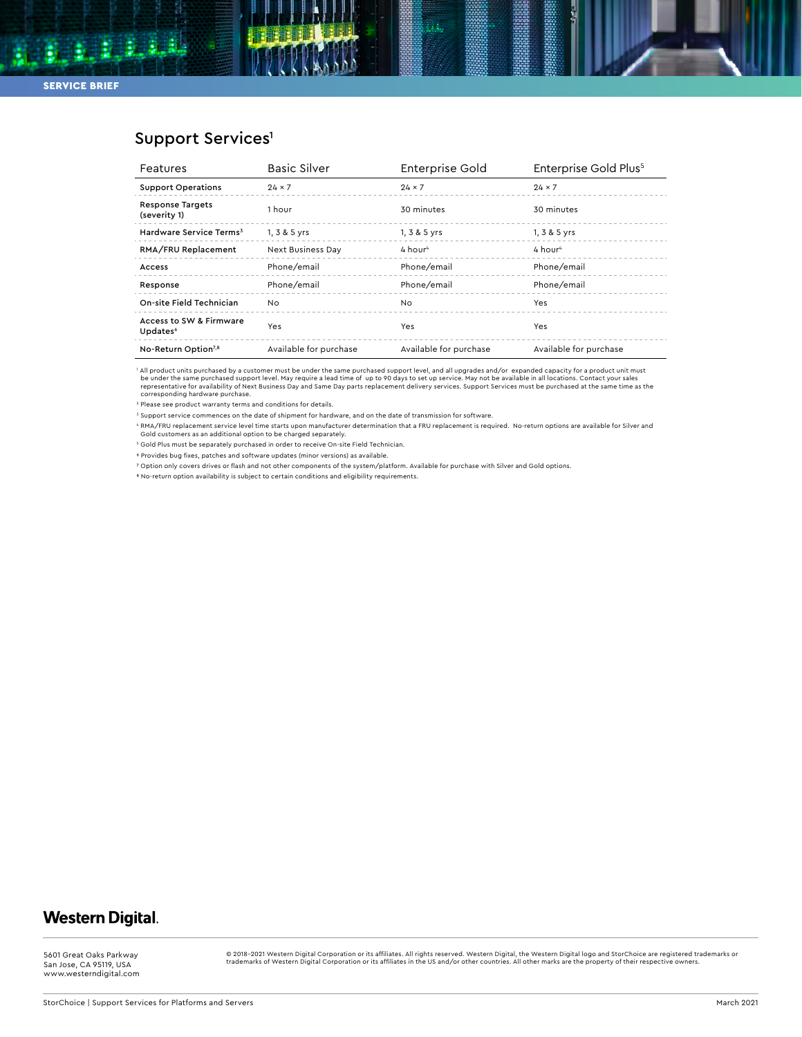SERVICE BRIEF

## Support Services[1]

| Features | Basic Silver | Enterprise Gold | Enterprise Gold Plus[5] |
|---|---|---|---|
| **Support Operations** | 24 × 7 | 24 × 7 | 24 × 7 |
| **Response Targets (severity 1)** | 1 hour | 30 minutes | 30 minutes |
| **Hardware Service Terms[3]** | 1, 3 & 5 yrs | 1, 3 & 5 yrs | 1, 3 & 5 yrs |
| **RMA/FRU Replacement** | Next Business Day | 4 hour[4] | 4 hour[4] |
| **Access** | Phone/email | Phone/email | Phone/email |
| **Response** | Phone/email | Phone/email | Phone/email |
| **On-site Field Technician** | No | No | Yes |
| **Access to SW & Firmware Updates[6]** | Yes | Yes | Yes |
| **No-Return Option[7,8]** | Available for purchase | Available for purchase | Available for purchase |

[1] All product units purchased by a customer must be under the same purchased support level, and all upgrades and/or expanded capacity for a product unit must be under the same purchased support level. May require a lead time of up to 90 days to set up service. May not be available in all locations. Contact your sales representative for availability of Next Business Day and Same Day parts replacement delivery services. Support Services must be purchased at the same time as the corresponding hardware purchase.

[2] Please see product warranty terms and conditions for details.

[3] Support service commences on the date of shipment for hardware, and on the date of transmission for software.

[4] RMA/FRU replacement service level time starts upon manufacturer determination that a FRU replacement is required. No-return options are available for Silver and Gold customers as an additional option to be charged separately.

[5] Gold Plus must be separately purchased in order to receive On-site Field Technician.

[6] Provides bug fixes, patches and software updates (minor versions) as available.

[7] Option only covers drives or flash and not other components of the system/platform. Available for purchase with Silver and Gold options.

[8] No-return option availability is subject to certain conditions and eligibility requirements.

**Western Digital.**

5601 Great Oaks Parkway
San Jose, CA 95119, USA
www.westerndigital.com

© 2018–2021 Western Digital Corporation or its affiliates. All rights reserved. Western Digital, the Western Digital logo and StorChoice are registered trademarks or trademarks of Western Digital Corporation or its affiliates in the US and/or other countries. All other marks are the property of their respective owners.

StorChoice | Support Services for Platforms and Servers

March 2021